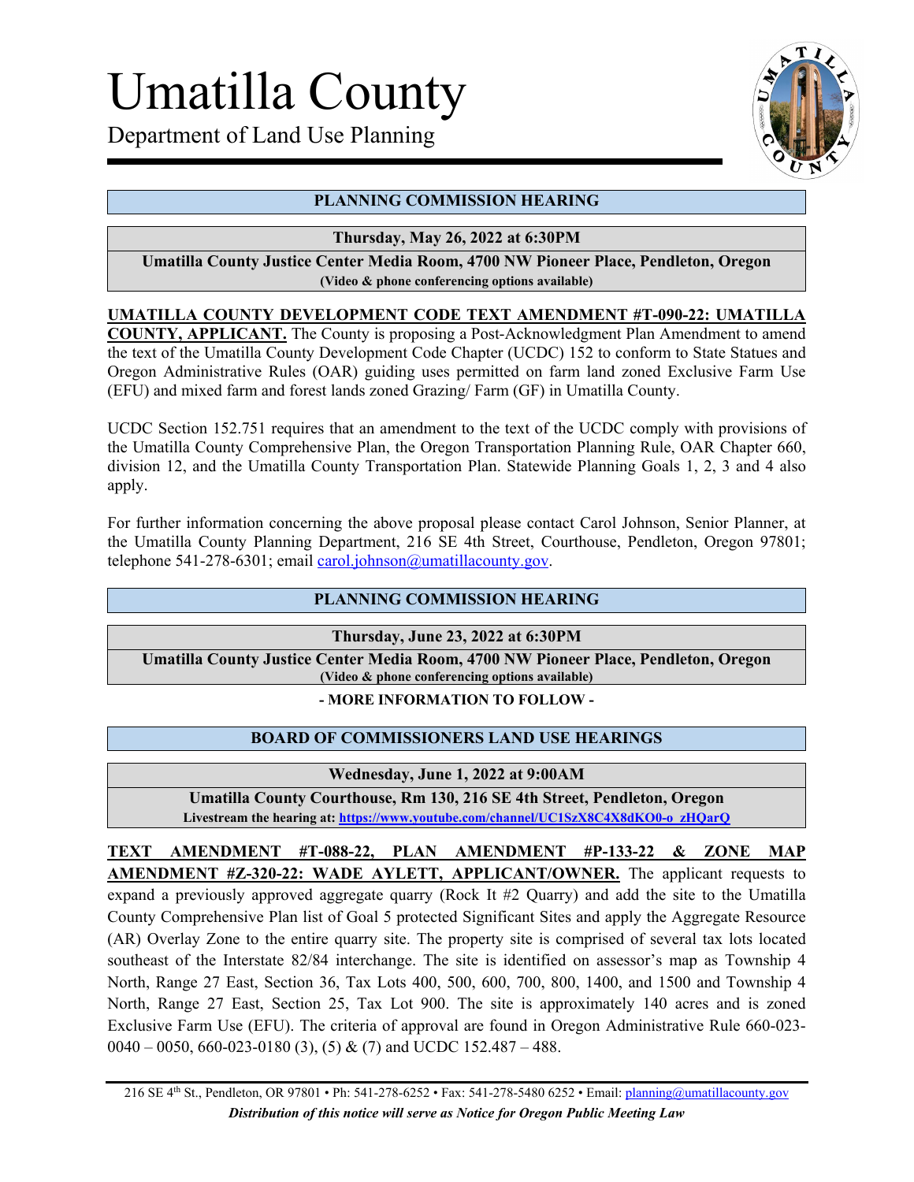# Umatilla County

Department of Land Use Planning

## PLANNING COMMISSION HEARING

**Thursday, May 26, 2022 at 6:30PM**

**Umatilla County Justice Center Media Room, 4700 NW Pioneer Place, Pendleton, Oregon**
**(Video & phone conferencing options available)**

**UMATILLA COUNTY DEVELOPMENT CODE TEXT AMENDMENT #T-090-22: UMATILLA COUNTY, APPLICANT.** The County is proposing a Post-Acknowledgment Plan Amendment to amend the text of the Umatilla County Development Code Chapter (UCDC) 152 to conform to State Statues and Oregon Administrative Rules (OAR) guiding uses permitted on farm land zoned Exclusive Farm Use (EFU) and mixed farm and forest lands zoned Grazing/ Farm (GF) in Umatilla County.

UCDC Section 152.751 requires that an amendment to the text of the UCDC comply with provisions of the Umatilla County Comprehensive Plan, the Oregon Transportation Planning Rule, OAR Chapter 660, division 12, and the Umatilla County Transportation Plan. Statewide Planning Goals 1, 2, 3 and 4 also apply.

For further information concerning the above proposal please contact Carol Johnson, Senior Planner, at the Umatilla County Planning Department, 216 SE 4th Street, Courthouse, Pendleton, Oregon 97801; telephone 541-278-6301; email carol.johnson@umatillacounty.gov.

## PLANNING COMMISSION HEARING

**Thursday, June 23, 2022 at 6:30PM**

**Umatilla County Justice Center Media Room, 4700 NW Pioneer Place, Pendleton, Oregon**
**(Video & phone conferencing options available)**

**- MORE INFORMATION TO FOLLOW -**

## BOARD OF COMMISSIONERS LAND USE HEARINGS

**Wednesday, June 1, 2022 at 9:00AM**

**Umatilla County Courthouse, Rm 130, 216 SE 4th Street, Pendleton, Oregon**
**Livestream the hearing at: https://www.youtube.com/channel/UC1SzX8C4X8dKO0-o_zHQarQ**

**TEXT AMENDMENT #T-088-22, PLAN AMENDMENT #P-133-22 & ZONE MAP AMENDMENT #Z-320-22: WADE AYLETT, APPLICANT/OWNER.** The applicant requests to expand a previously approved aggregate quarry (Rock It #2 Quarry) and add the site to the Umatilla County Comprehensive Plan list of Goal 5 protected Significant Sites and apply the Aggregate Resource (AR) Overlay Zone to the entire quarry site. The property site is comprised of several tax lots located southeast of the Interstate 82/84 interchange. The site is identified on assessor's map as Township 4 North, Range 27 East, Section 36, Tax Lots 400, 500, 600, 700, 800, 1400, and 1500 and Township 4 North, Range 27 East, Section 25, Tax Lot 900. The site is approximately 140 acres and is zoned Exclusive Farm Use (EFU). The criteria of approval are found in Oregon Administrative Rule 660-023-0040 – 0050, 660-023-0180 (3), (5) & (7) and UCDC 152.487 – 488.

216 SE 4th St., Pendleton, OR 97801 • Ph: 541-278-6252 • Fax: 541-278-5480 6252 • Email: planning@umatillacounty.gov

***Distribution of this notice will serve as Notice for Oregon Public Meeting Law***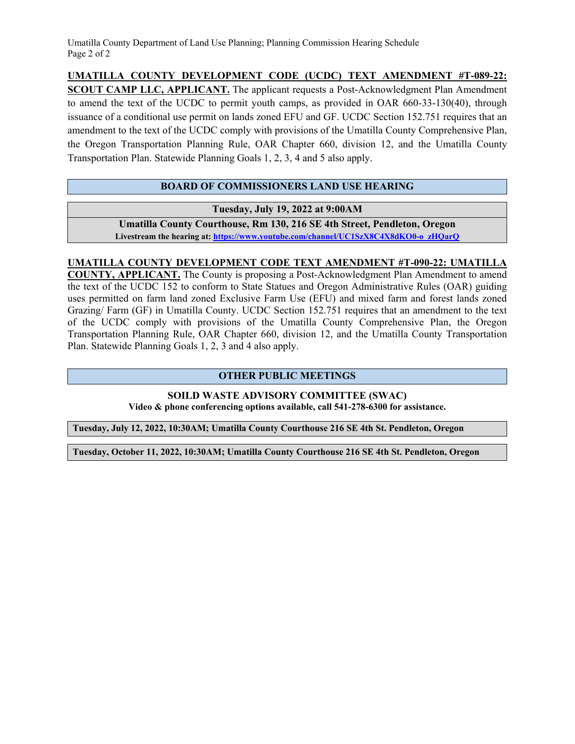**UMATILLA COUNTY DEVELOPMENT CODE (UCDC) TEXT AMENDMENT #T-089-22: SCOUT CAMP LLC, APPLICANT.** The applicant requests a Post-Acknowledgment Plan Amendment to amend the text of the UCDC to permit youth camps, as provided in OAR 660-33-130(40), through issuance of a conditional use permit on lands zoned EFU and GF. UCDC Section 152.751 requires that an amendment to the text of the UCDC comply with provisions of the Umatilla County Comprehensive Plan, the Oregon Transportation Planning Rule, OAR Chapter 660, division 12, and the Umatilla County Transportation Plan. Statewide Planning Goals 1, 2, 3, 4 and 5 also apply.

## BOARD OF COMMISSIONERS LAND USE HEARING

**Tuesday, July 19, 2022 at 9:00AM**

**Umatilla County Courthouse, Rm 130, 216 SE 4th Street, Pendleton, Oregon**

**Livestream the hearing at: https://www.youtube.com/channel/UC1SzX8C4X8dKO0-o_zHQarQ**

**UMATILLA COUNTY DEVELOPMENT CODE TEXT AMENDMENT #T-090-22: UMATILLA COUNTY, APPLICANT.** The County is proposing a Post-Acknowledgment Plan Amendment to amend the text of the UCDC 152 to conform to State Statues and Oregon Administrative Rules (OAR) guiding uses permitted on farm land zoned Exclusive Farm Use (EFU) and mixed farm and forest lands zoned Grazing/ Farm (GF) in Umatilla County. UCDC Section 152.751 requires that an amendment to the text of the UCDC comply with provisions of the Umatilla County Comprehensive Plan, the Oregon Transportation Planning Rule, OAR Chapter 660, division 12, and the Umatilla County Transportation Plan. Statewide Planning Goals 1, 2, 3 and 4 also apply.

## OTHER PUBLIC MEETINGS

**SOILD WASTE ADVISORY COMMITTEE (SWAC)**

**Video & phone conferencing options available, call 541-278-6300 for assistance.**

**Tuesday, July 12, 2022, 10:30AM; Umatilla County Courthouse 216 SE 4th St. Pendleton, Oregon**

**Tuesday, October 11, 2022, 10:30AM; Umatilla County Courthouse 216 SE 4th St. Pendleton, Oregon**